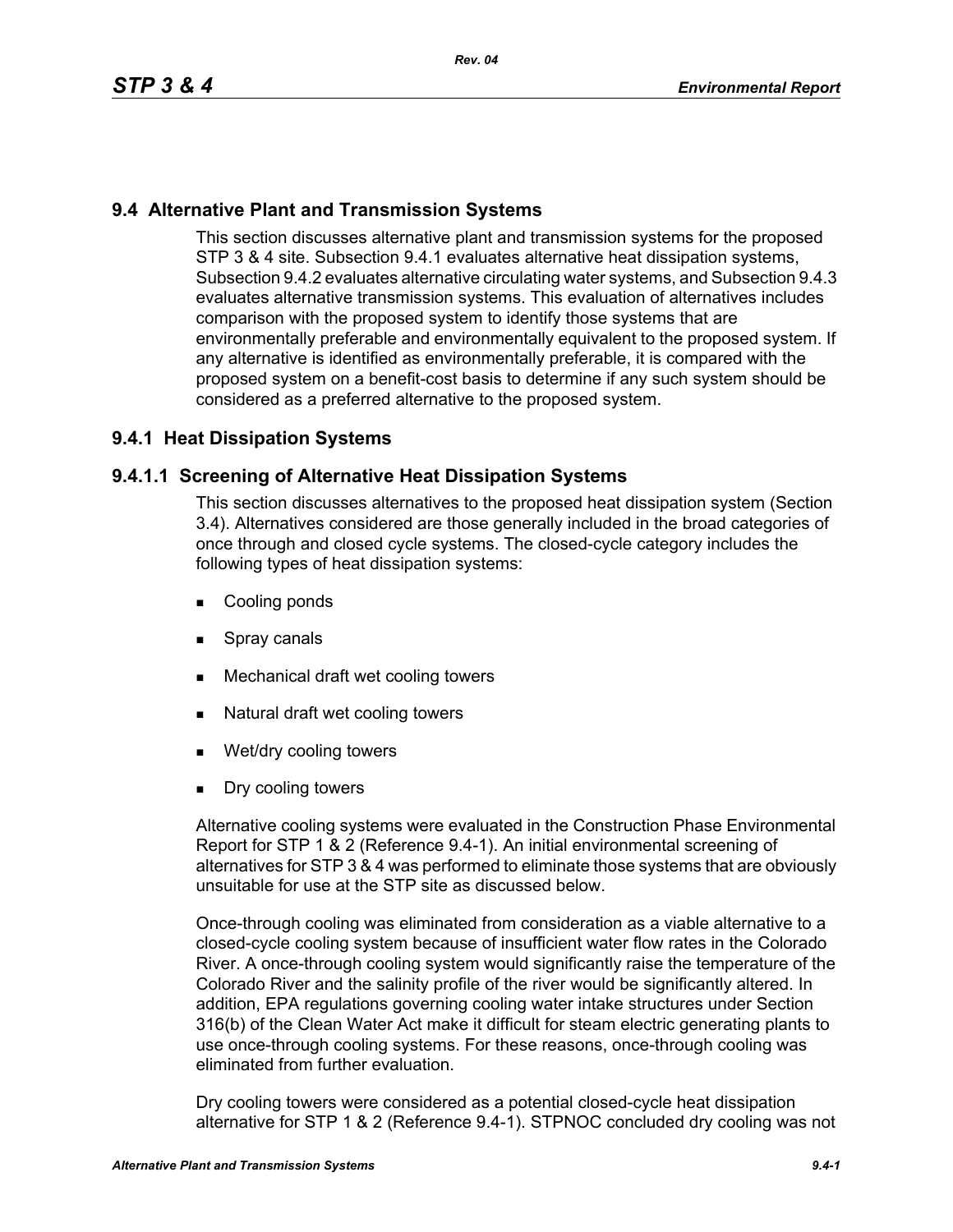## 9.4 Alternative Plant and Transmission Systems

This section discusses alternative plant and transmission systems for the proposed STP 3 & 4 site. Subsection 9.4.1 evaluates alternative heat dissipation systems, Subsection 9.4.2 evaluates alternative circulating water systems, and Subsection 9.4.3 evaluates alternative transmission systems. This evaluation of alternatives includes comparison with the proposed system to identify those systems that are environmentally preferable and environmentally equivalent to the proposed system. If any alternative is identified as environmentally preferable, it is compared with the proposed system on a benefit-cost basis to determine if any such system should be considered as a preferred alternative to the proposed system.

### 9.4.1 Heat Dissipation Systems

#### 9.4.1.1 Screening of Alternative Heat Dissipation Systems

This section discusses alternatives to the proposed heat dissipation system (Section 3.4). Alternatives considered are those generally included in the broad categories of once through and closed cycle systems. The closed-cycle category includes the following types of heat dissipation systems:

- Cooling ponds
- Spray canals
- Mechanical draft wet cooling towers
- Natural draft wet cooling towers
- Wet/dry cooling towers
- Dry cooling towers

Alternative cooling systems were evaluated in the Construction Phase Environmental Report for STP 1 & 2 (Reference 9.4-1). An initial environmental screening of alternatives for STP 3 & 4 was performed to eliminate those systems that are obviously unsuitable for use at the STP site as discussed below.

Once-through cooling was eliminated from consideration as a viable alternative to a closed-cycle cooling system because of insufficient water flow rates in the Colorado River. A once-through cooling system would significantly raise the temperature of the Colorado River and the salinity profile of the river would be significantly altered. In addition, EPA regulations governing cooling water intake structures under Section 316(b) of the Clean Water Act make it difficult for steam electric generating plants to use once-through cooling systems. For these reasons, once-through cooling was eliminated from further evaluation.

Dry cooling towers were considered as a potential closed-cycle heat dissipation alternative for STP 1 & 2 (Reference 9.4-1). STPNOC concluded dry cooling was not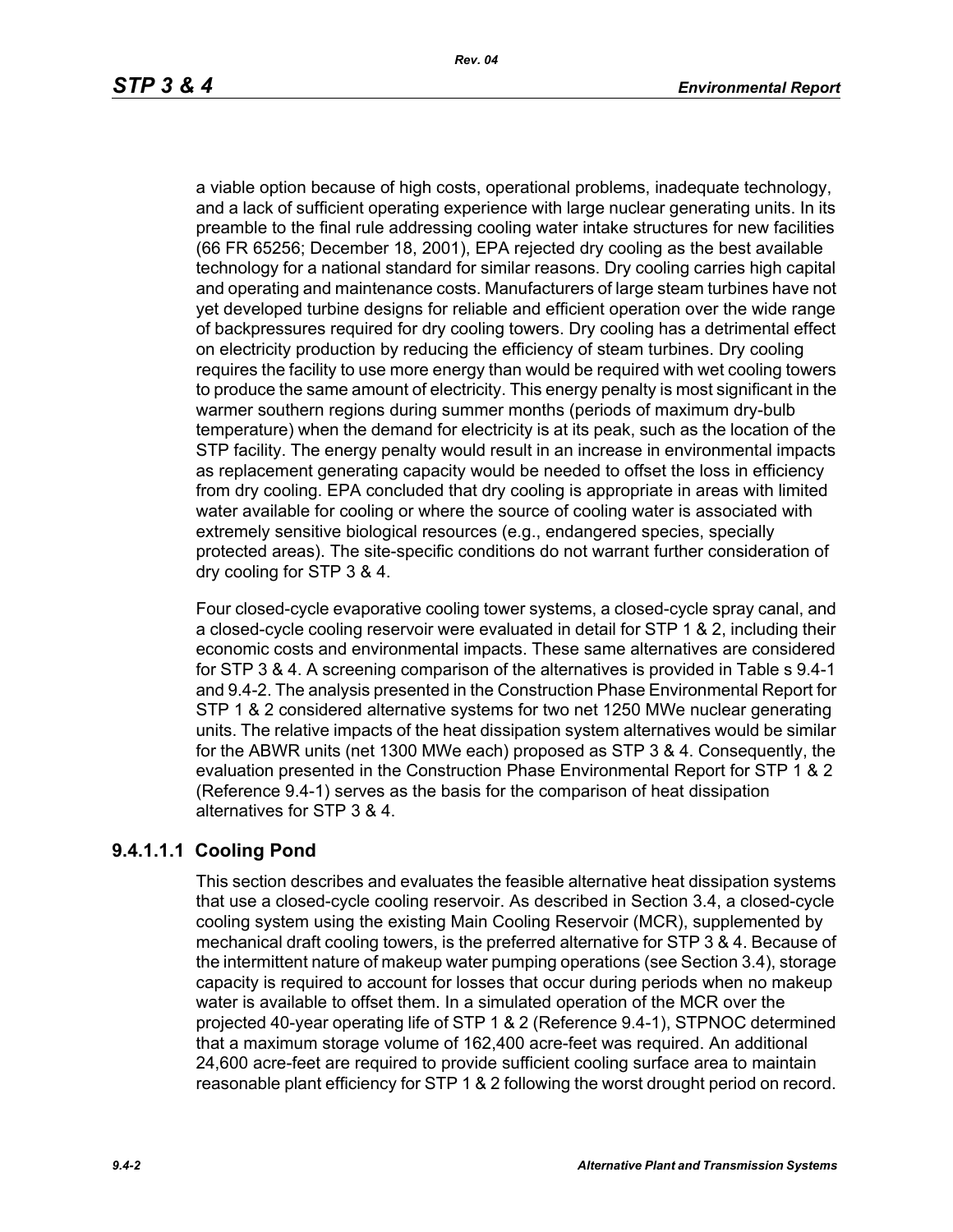a viable option because of high costs, operational problems, inadequate technology, and a lack of sufficient operating experience with large nuclear generating units. In its preamble to the final rule addressing cooling water intake structures for new facilities (66 FR 65256; December 18, 2001), EPA rejected dry cooling as the best available technology for a national standard for similar reasons. Dry cooling carries high capital and operating and maintenance costs. Manufacturers of large steam turbines have not yet developed turbine designs for reliable and efficient operation over the wide range of backpressures required for dry cooling towers. Dry cooling has a detrimental effect on electricity production by reducing the efficiency of steam turbines. Dry cooling requires the facility to use more energy than would be required with wet cooling towers to produce the same amount of electricity. This energy penalty is most significant in the warmer southern regions during summer months (periods of maximum dry-bulb temperature) when the demand for electricity is at its peak, such as the location of the STP facility. The energy penalty would result in an increase in environmental impacts as replacement generating capacity would be needed to offset the loss in efficiency from dry cooling. EPA concluded that dry cooling is appropriate in areas with limited water available for cooling or where the source of cooling water is associated with extremely sensitive biological resources (e.g., endangered species, specially protected areas). The site-specific conditions do not warrant further consideration of dry cooling for STP 3 & 4.

Four closed-cycle evaporative cooling tower systems, a closed-cycle spray canal, and a closed-cycle cooling reservoir were evaluated in detail for STP 1 & 2, including their economic costs and environmental impacts. These same alternatives are considered for STP 3 & 4. A screening comparison of the alternatives is provided in Table s 9.4-1 and 9.4-2. The analysis presented in the Construction Phase Environmental Report for STP 1 & 2 considered alternative systems for two net 1250 MWe nuclear generating units. The relative impacts of the heat dissipation system alternatives would be similar for the ABWR units (net 1300 MWe each) proposed as STP 3 & 4. Consequently, the evaluation presented in the Construction Phase Environmental Report for STP 1 & 2 (Reference 9.4-1) serves as the basis for the comparison of heat dissipation alternatives for STP 3 & 4.

#### 9.4.1.1.1 Cooling Pond

This section describes and evaluates the feasible alternative heat dissipation systems that use a closed-cycle cooling reservoir. As described in Section 3.4, a closed-cycle cooling system using the existing Main Cooling Reservoir (MCR), supplemented by mechanical draft cooling towers, is the preferred alternative for STP 3 & 4. Because of the intermittent nature of makeup water pumping operations (see Section 3.4), storage capacity is required to account for losses that occur during periods when no makeup water is available to offset them. In a simulated operation of the MCR over the projected 40-year operating life of STP 1 & 2 (Reference 9.4-1), STPNOC determined that a maximum storage volume of 162,400 acre-feet was required. An additional 24,600 acre-feet are required to provide sufficient cooling surface area to maintain reasonable plant efficiency for STP 1 & 2 following the worst drought period on record.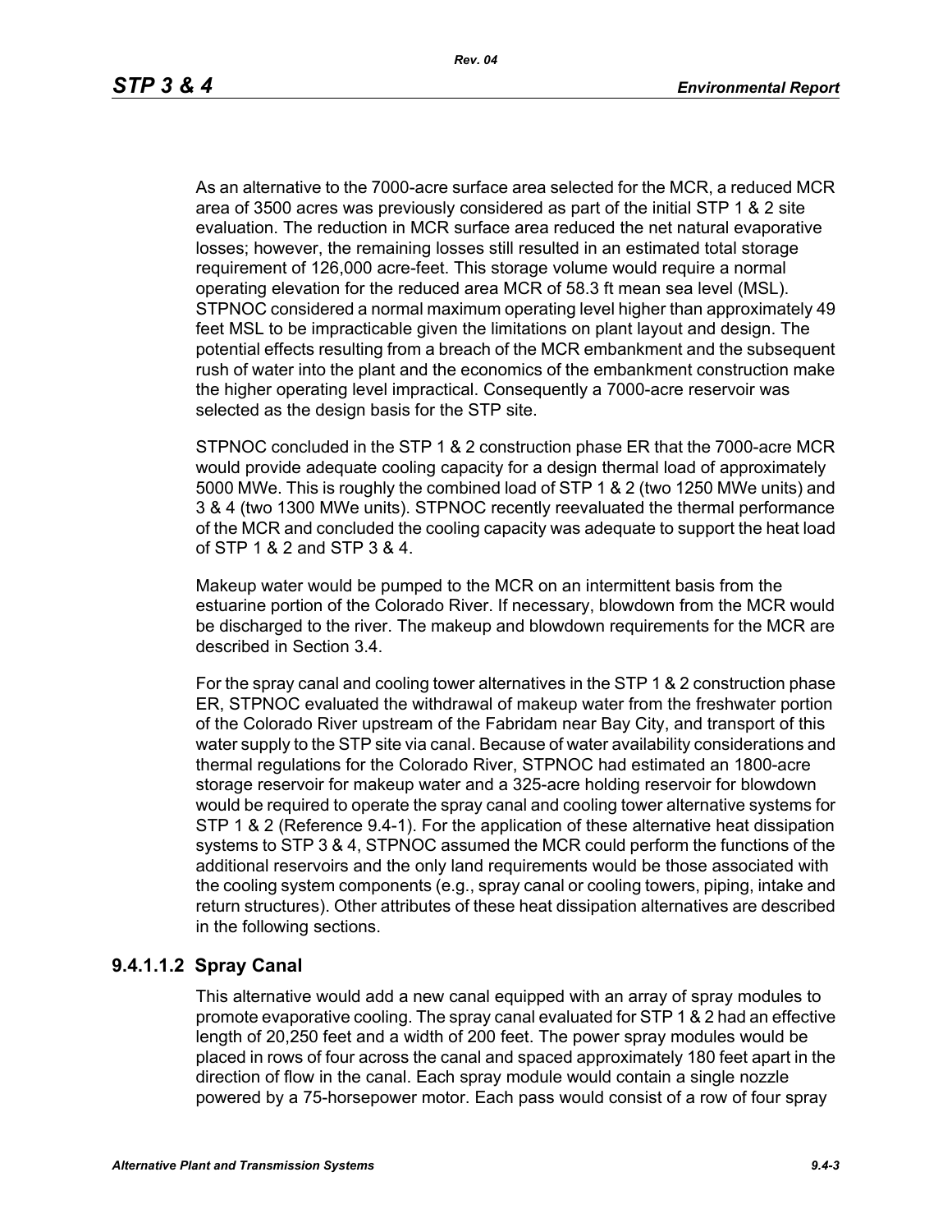As an alternative to the 7000-acre surface area selected for the MCR, a reduced MCR area of 3500 acres was previously considered as part of the initial STP 1 & 2 site evaluation. The reduction in MCR surface area reduced the net natural evaporative losses; however, the remaining losses still resulted in an estimated total storage requirement of 126,000 acre-feet. This storage volume would require a normal operating elevation for the reduced area MCR of 58.3 ft mean sea level (MSL). STPNOC considered a normal maximum operating level higher than approximately 49 feet MSL to be impracticable given the limitations on plant layout and design. The potential effects resulting from a breach of the MCR embankment and the subsequent rush of water into the plant and the economics of the embankment construction make the higher operating level impractical. Consequently a 7000-acre reservoir was selected as the design basis for the STP site.

STPNOC concluded in the STP 1 & 2 construction phase ER that the 7000-acre MCR would provide adequate cooling capacity for a design thermal load of approximately 5000 MWe. This is roughly the combined load of STP 1 & 2 (two 1250 MWe units) and 3 & 4 (two 1300 MWe units). STPNOC recently reevaluated the thermal performance of the MCR and concluded the cooling capacity was adequate to support the heat load of STP 1 & 2 and STP 3 & 4.

Makeup water would be pumped to the MCR on an intermittent basis from the estuarine portion of the Colorado River. If necessary, blowdown from the MCR would be discharged to the river. The makeup and blowdown requirements for the MCR are described in Section 3.4.

For the spray canal and cooling tower alternatives in the STP 1 & 2 construction phase ER, STPNOC evaluated the withdrawal of makeup water from the freshwater portion of the Colorado River upstream of the Fabridam near Bay City, and transport of this water supply to the STP site via canal. Because of water availability considerations and thermal regulations for the Colorado River, STPNOC had estimated an 1800-acre storage reservoir for makeup water and a 325-acre holding reservoir for blowdown would be required to operate the spray canal and cooling tower alternative systems for STP 1 & 2 (Reference 9.4-1). For the application of these alternative heat dissipation systems to STP 3 & 4, STPNOC assumed the MCR could perform the functions of the additional reservoirs and the only land requirements would be those associated with the cooling system components (e.g., spray canal or cooling towers, piping, intake and return structures). Other attributes of these heat dissipation alternatives are described in the following sections.

#### 9.4.1.1.2 Spray Canal

This alternative would add a new canal equipped with an array of spray modules to promote evaporative cooling. The spray canal evaluated for STP 1 & 2 had an effective length of 20,250 feet and a width of 200 feet. The power spray modules would be placed in rows of four across the canal and spaced approximately 180 feet apart in the direction of flow in the canal. Each spray module would contain a single nozzle powered by a 75-horsepower motor. Each pass would consist of a row of four spray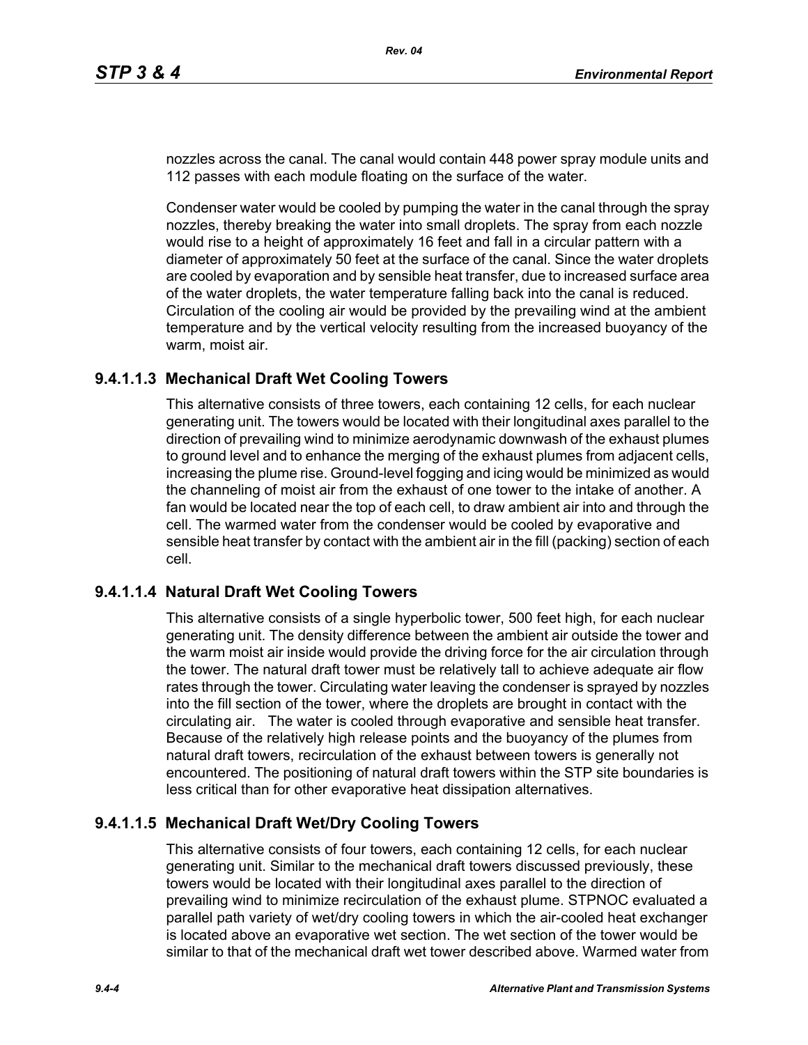nozzles across the canal. The canal would contain 448 power spray module units and 112 passes with each module floating on the surface of the water.

Condenser water would be cooled by pumping the water in the canal through the spray nozzles, thereby breaking the water into small droplets. The spray from each nozzle would rise to a height of approximately 16 feet and fall in a circular pattern with a diameter of approximately 50 feet at the surface of the canal. Since the water droplets are cooled by evaporation and by sensible heat transfer, due to increased surface area of the water droplets, the water temperature falling back into the canal is reduced. Circulation of the cooling air would be provided by the prevailing wind at the ambient temperature and by the vertical velocity resulting from the increased buoyancy of the warm, moist air.

#### 9.4.1.1.3 Mechanical Draft Wet Cooling Towers

This alternative consists of three towers, each containing 12 cells, for each nuclear generating unit. The towers would be located with their longitudinal axes parallel to the direction of prevailing wind to minimize aerodynamic downwash of the exhaust plumes to ground level and to enhance the merging of the exhaust plumes from adjacent cells, increasing the plume rise. Ground-level fogging and icing would be minimized as would the channeling of moist air from the exhaust of one tower to the intake of another. A fan would be located near the top of each cell, to draw ambient air into and through the cell. The warmed water from the condenser would be cooled by evaporative and sensible heat transfer by contact with the ambient air in the fill (packing) section of each cell.

#### 9.4.1.1.4 Natural Draft Wet Cooling Towers

This alternative consists of a single hyperbolic tower, 500 feet high, for each nuclear generating unit. The density difference between the ambient air outside the tower and the warm moist air inside would provide the driving force for the air circulation through the tower. The natural draft tower must be relatively tall to achieve adequate air flow rates through the tower. Circulating water leaving the condenser is sprayed by nozzles into the fill section of the tower, where the droplets are brought in contact with the circulating air. The water is cooled through evaporative and sensible heat transfer. Because of the relatively high release points and the buoyancy of the plumes from natural draft towers, recirculation of the exhaust between towers is generally not encountered. The positioning of natural draft towers within the STP site boundaries is less critical than for other evaporative heat dissipation alternatives.

#### 9.4.1.1.5 Mechanical Draft Wet/Dry Cooling Towers

This alternative consists of four towers, each containing 12 cells, for each nuclear generating unit. Similar to the mechanical draft towers discussed previously, these towers would be located with their longitudinal axes parallel to the direction of prevailing wind to minimize recirculation of the exhaust plume. STPNOC evaluated a parallel path variety of wet/dry cooling towers in which the air-cooled heat exchanger is located above an evaporative wet section. The wet section of the tower would be similar to that of the mechanical draft wet tower described above. Warmed water from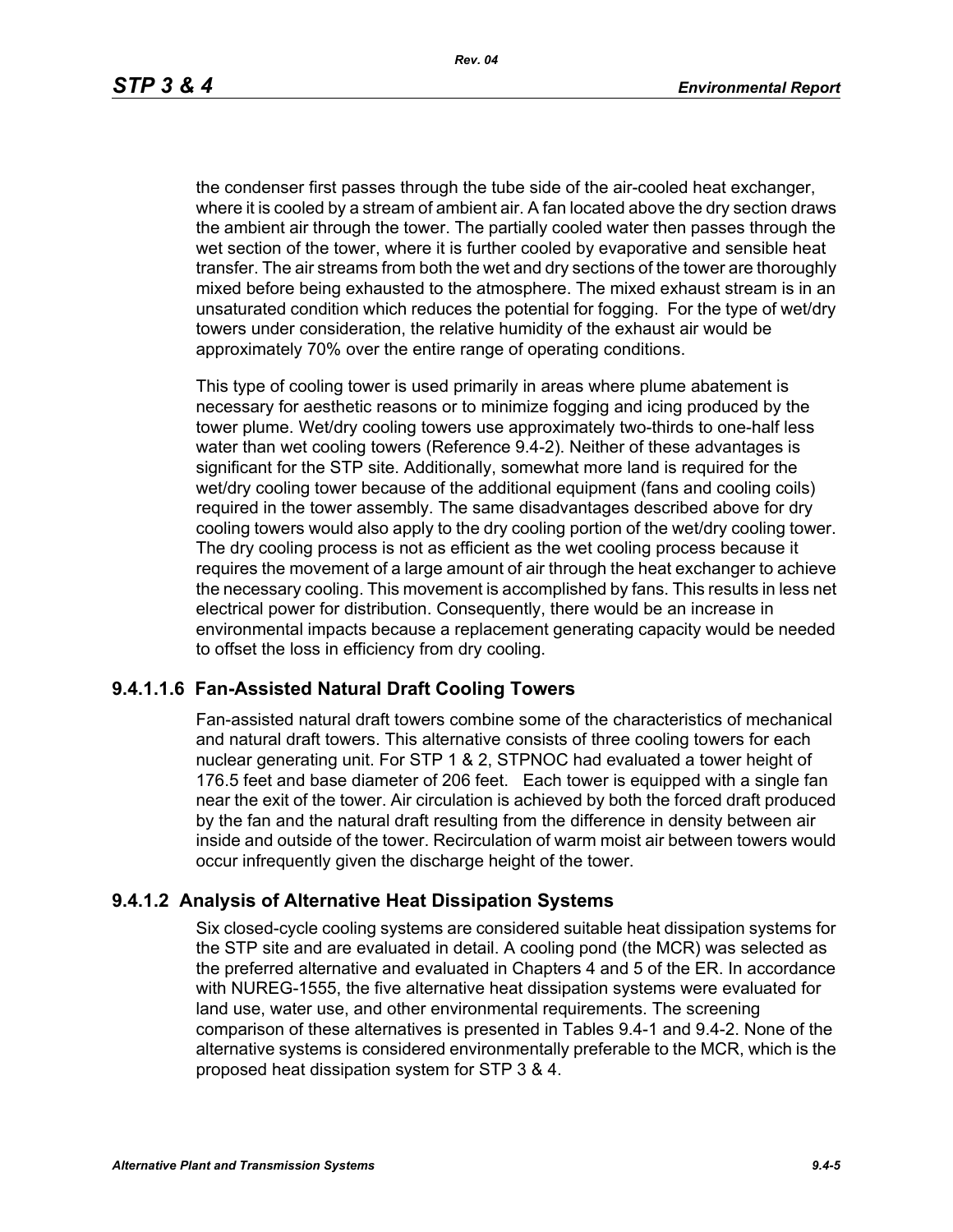the condenser first passes through the tube side of the air-cooled heat exchanger, where it is cooled by a stream of ambient air. A fan located above the dry section draws the ambient air through the tower. The partially cooled water then passes through the wet section of the tower, where it is further cooled by evaporative and sensible heat transfer. The air streams from both the wet and dry sections of the tower are thoroughly mixed before being exhausted to the atmosphere. The mixed exhaust stream is in an unsaturated condition which reduces the potential for fogging. For the type of wet/dry towers under consideration, the relative humidity of the exhaust air would be approximately 70% over the entire range of operating conditions.

This type of cooling tower is used primarily in areas where plume abatement is necessary for aesthetic reasons or to minimize fogging and icing produced by the tower plume. Wet/dry cooling towers use approximately two-thirds to one-half less water than wet cooling towers (Reference 9.4-2). Neither of these advantages is significant for the STP site. Additionally, somewhat more land is required for the wet/dry cooling tower because of the additional equipment (fans and cooling coils) required in the tower assembly. The same disadvantages described above for dry cooling towers would also apply to the dry cooling portion of the wet/dry cooling tower. The dry cooling process is not as efficient as the wet cooling process because it requires the movement of a large amount of air through the heat exchanger to achieve the necessary cooling. This movement is accomplished by fans. This results in less net electrical power for distribution. Consequently, there would be an increase in environmental impacts because a replacement generating capacity would be needed to offset the loss in efficiency from dry cooling.

#### 9.4.1.1.6 Fan-Assisted Natural Draft Cooling Towers

Fan-assisted natural draft towers combine some of the characteristics of mechanical and natural draft towers. This alternative consists of three cooling towers for each nuclear generating unit. For STP 1 & 2, STPNOC had evaluated a tower height of 176.5 feet and base diameter of 206 feet. Each tower is equipped with a single fan near the exit of the tower. Air circulation is achieved by both the forced draft produced by the fan and the natural draft resulting from the difference in density between air inside and outside of the tower. Recirculation of warm moist air between towers would occur infrequently given the discharge height of the tower.

### 9.4.1.2 Analysis of Alternative Heat Dissipation Systems

Six closed-cycle cooling systems are considered suitable heat dissipation systems for the STP site and are evaluated in detail. A cooling pond (the MCR) was selected as the preferred alternative and evaluated in Chapters 4 and 5 of the ER. In accordance with NUREG-1555, the five alternative heat dissipation systems were evaluated for land use, water use, and other environmental requirements. The screening comparison of these alternatives is presented in Tables 9.4-1 and 9.4-2. None of the alternative systems is considered environmentally preferable to the MCR, which is the proposed heat dissipation system for STP 3 & 4.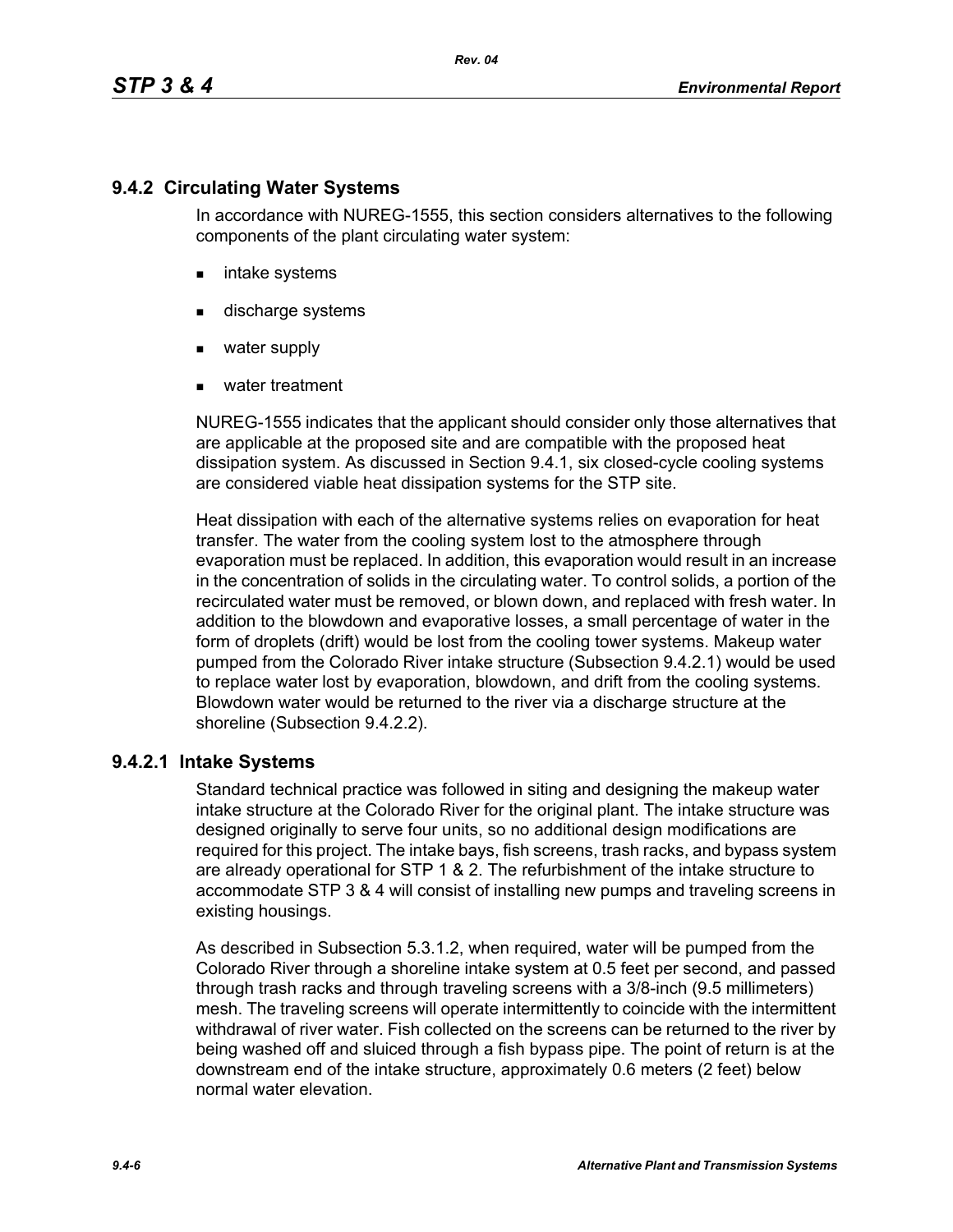## 9.4.2 Circulating Water Systems

In accordance with NUREG-1555, this section considers alternatives to the following components of the plant circulating water system:

- intake systems
- discharge systems
- water supply
- water treatment

NUREG-1555 indicates that the applicant should consider only those alternatives that are applicable at the proposed site and are compatible with the proposed heat dissipation system. As discussed in Section 9.4.1, six closed-cycle cooling systems are considered viable heat dissipation systems for the STP site.

Heat dissipation with each of the alternative systems relies on evaporation for heat transfer. The water from the cooling system lost to the atmosphere through evaporation must be replaced. In addition, this evaporation would result in an increase in the concentration of solids in the circulating water. To control solids, a portion of the recirculated water must be removed, or blown down, and replaced with fresh water. In addition to the blowdown and evaporative losses, a small percentage of water in the form of droplets (drift) would be lost from the cooling tower systems. Makeup water pumped from the Colorado River intake structure (Subsection 9.4.2.1) would be used to replace water lost by evaporation, blowdown, and drift from the cooling systems. Blowdown water would be returned to the river via a discharge structure at the shoreline (Subsection 9.4.2.2).

### 9.4.2.1 Intake Systems

Standard technical practice was followed in siting and designing the makeup water intake structure at the Colorado River for the original plant. The intake structure was designed originally to serve four units, so no additional design modifications are required for this project. The intake bays, fish screens, trash racks, and bypass system are already operational for STP 1 & 2. The refurbishment of the intake structure to accommodate STP 3 & 4 will consist of installing new pumps and traveling screens in existing housings.

As described in Subsection 5.3.1.2, when required, water will be pumped from the Colorado River through a shoreline intake system at 0.5 feet per second, and passed through trash racks and through traveling screens with a 3/8-inch (9.5 millimeters) mesh. The traveling screens will operate intermittently to coincide with the intermittent withdrawal of river water. Fish collected on the screens can be returned to the river by being washed off and sluiced through a fish bypass pipe. The point of return is at the downstream end of the intake structure, approximately 0.6 meters (2 feet) below normal water elevation.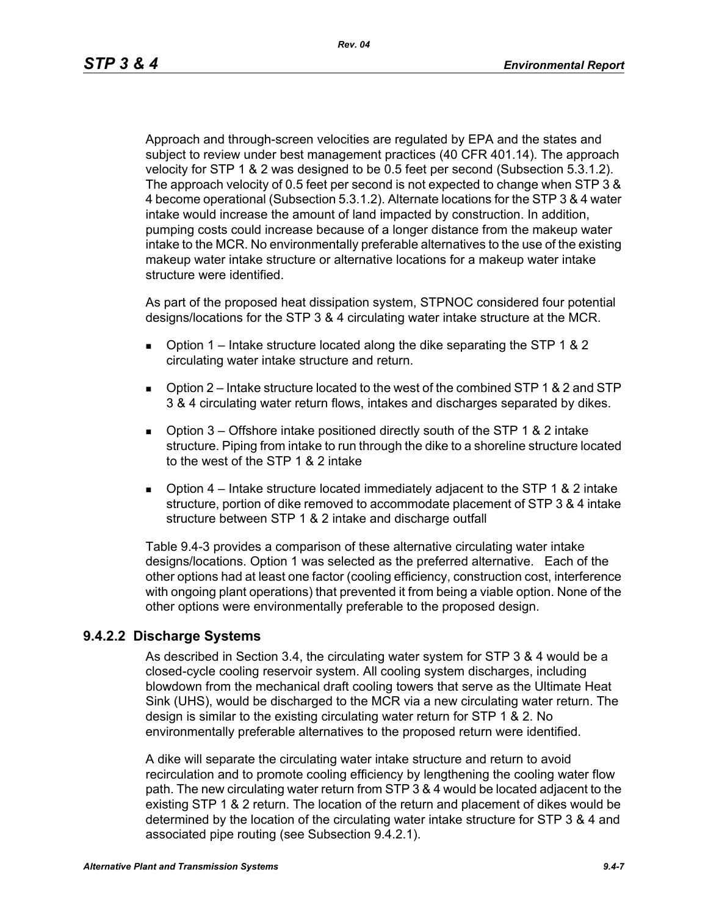Approach and through-screen velocities are regulated by EPA and the states and subject to review under best management practices (40 CFR 401.14). The approach velocity for STP 1 & 2 was designed to be 0.5 feet per second (Subsection 5.3.1.2). The approach velocity of 0.5 feet per second is not expected to change when STP 3 & 4 become operational (Subsection 5.3.1.2). Alternate locations for the STP 3 & 4 water intake would increase the amount of land impacted by construction. In addition, pumping costs could increase because of a longer distance from the makeup water intake to the MCR. No environmentally preferable alternatives to the use of the existing makeup water intake structure or alternative locations for a makeup water intake structure were identified.

As part of the proposed heat dissipation system, STPNOC considered four potential designs/locations for the STP 3 & 4 circulating water intake structure at the MCR.

- Option 1 – Intake structure located along the dike separating the STP 1 & 2 circulating water intake structure and return.
- Option 2 – Intake structure located to the west of the combined STP 1 & 2 and STP 3 & 4 circulating water return flows, intakes and discharges separated by dikes.
- Option 3 – Offshore intake positioned directly south of the STP 1 & 2 intake structure. Piping from intake to run through the dike to a shoreline structure located to the west of the STP 1 & 2 intake
- Option 4 – Intake structure located immediately adjacent to the STP 1 & 2 intake structure, portion of dike removed to accommodate placement of STP 3 & 4 intake structure between STP 1 & 2 intake and discharge outfall

Table 9.4-3 provides a comparison of these alternative circulating water intake designs/locations. Option 1 was selected as the preferred alternative. Each of the other options had at least one factor (cooling efficiency, construction cost, interference with ongoing plant operations) that prevented it from being a viable option. None of the other options were environmentally preferable to the proposed design.

### 9.4.2.2 Discharge Systems

As described in Section 3.4, the circulating water system for STP 3 & 4 would be a closed-cycle cooling reservoir system. All cooling system discharges, including blowdown from the mechanical draft cooling towers that serve as the Ultimate Heat Sink (UHS), would be discharged to the MCR via a new circulating water return. The design is similar to the existing circulating water return for STP 1 & 2. No environmentally preferable alternatives to the proposed return were identified.

A dike will separate the circulating water intake structure and return to avoid recirculation and to promote cooling efficiency by lengthening the cooling water flow path. The new circulating water return from STP 3 & 4 would be located adjacent to the existing STP 1 & 2 return. The location of the return and placement of dikes would be determined by the location of the circulating water intake structure for STP 3 & 4 and associated pipe routing (see Subsection 9.4.2.1).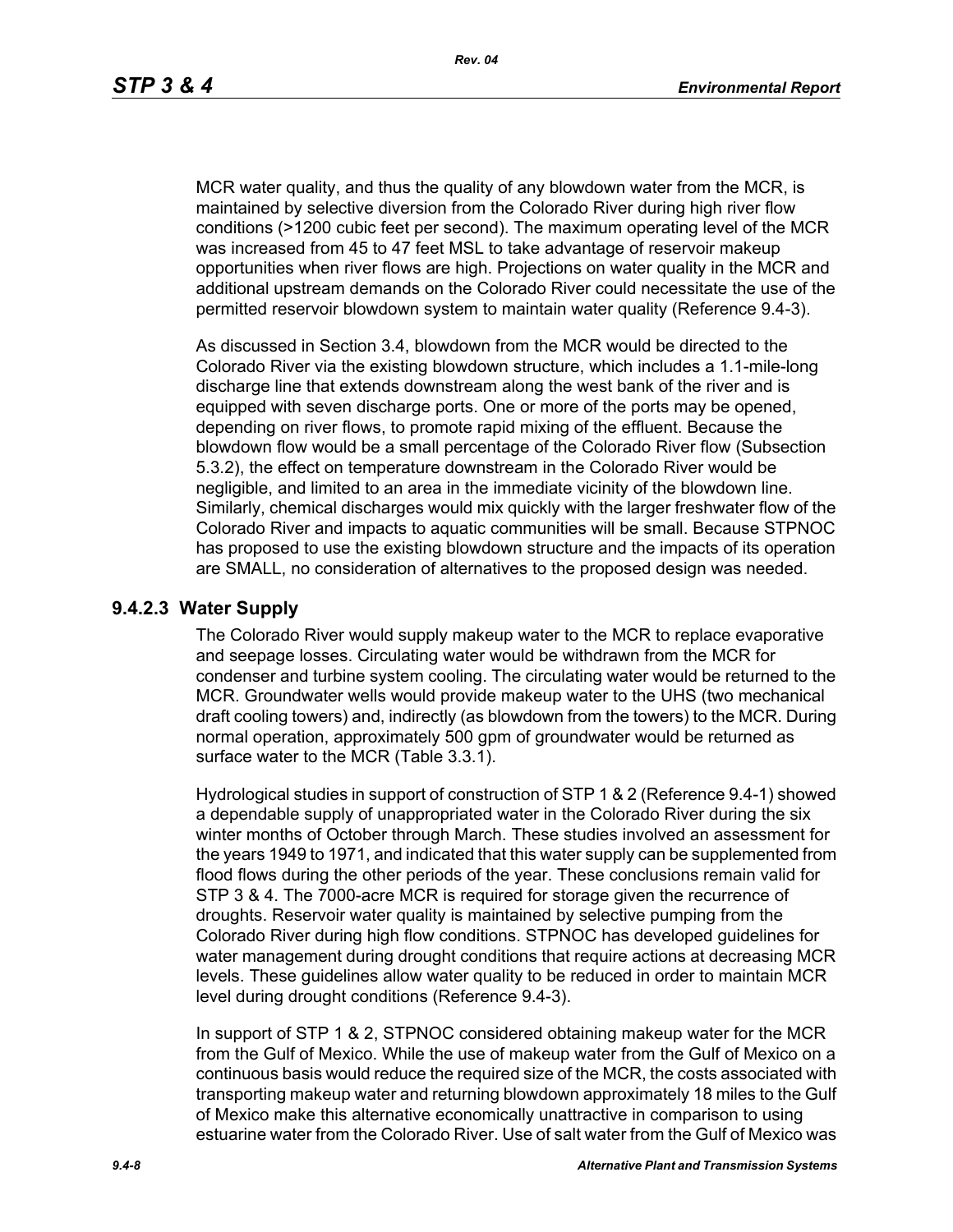MCR water quality, and thus the quality of any blowdown water from the MCR, is maintained by selective diversion from the Colorado River during high river flow conditions (>1200 cubic feet per second). The maximum operating level of the MCR was increased from 45 to 47 feet MSL to take advantage of reservoir makeup opportunities when river flows are high. Projections on water quality in the MCR and additional upstream demands on the Colorado River could necessitate the use of the permitted reservoir blowdown system to maintain water quality (Reference 9.4-3).

As discussed in Section 3.4, blowdown from the MCR would be directed to the Colorado River via the existing blowdown structure, which includes a 1.1-mile-long discharge line that extends downstream along the west bank of the river and is equipped with seven discharge ports. One or more of the ports may be opened, depending on river flows, to promote rapid mixing of the effluent. Because the blowdown flow would be a small percentage of the Colorado River flow (Subsection 5.3.2), the effect on temperature downstream in the Colorado River would be negligible, and limited to an area in the immediate vicinity of the blowdown line. Similarly, chemical discharges would mix quickly with the larger freshwater flow of the Colorado River and impacts to aquatic communities will be small. Because STPNOC has proposed to use the existing blowdown structure and the impacts of its operation are SMALL, no consideration of alternatives to the proposed design was needed.

### 9.4.2.3 Water Supply

The Colorado River would supply makeup water to the MCR to replace evaporative and seepage losses. Circulating water would be withdrawn from the MCR for condenser and turbine system cooling. The circulating water would be returned to the MCR. Groundwater wells would provide makeup water to the UHS (two mechanical draft cooling towers) and, indirectly (as blowdown from the towers) to the MCR. During normal operation, approximately 500 gpm of groundwater would be returned as surface water to the MCR (Table 3.3.1).

Hydrological studies in support of construction of STP 1 & 2 (Reference 9.4-1) showed a dependable supply of unappropriated water in the Colorado River during the six winter months of October through March. These studies involved an assessment for the years 1949 to 1971, and indicated that this water supply can be supplemented from flood flows during the other periods of the year. These conclusions remain valid for STP 3 & 4. The 7000-acre MCR is required for storage given the recurrence of droughts. Reservoir water quality is maintained by selective pumping from the Colorado River during high flow conditions. STPNOC has developed guidelines for water management during drought conditions that require actions at decreasing MCR levels. These guidelines allow water quality to be reduced in order to maintain MCR level during drought conditions (Reference 9.4-3).

In support of STP 1 & 2, STPNOC considered obtaining makeup water for the MCR from the Gulf of Mexico. While the use of makeup water from the Gulf of Mexico on a continuous basis would reduce the required size of the MCR, the costs associated with transporting makeup water and returning blowdown approximately 18 miles to the Gulf of Mexico make this alternative economically unattractive in comparison to using estuarine water from the Colorado River. Use of salt water from the Gulf of Mexico was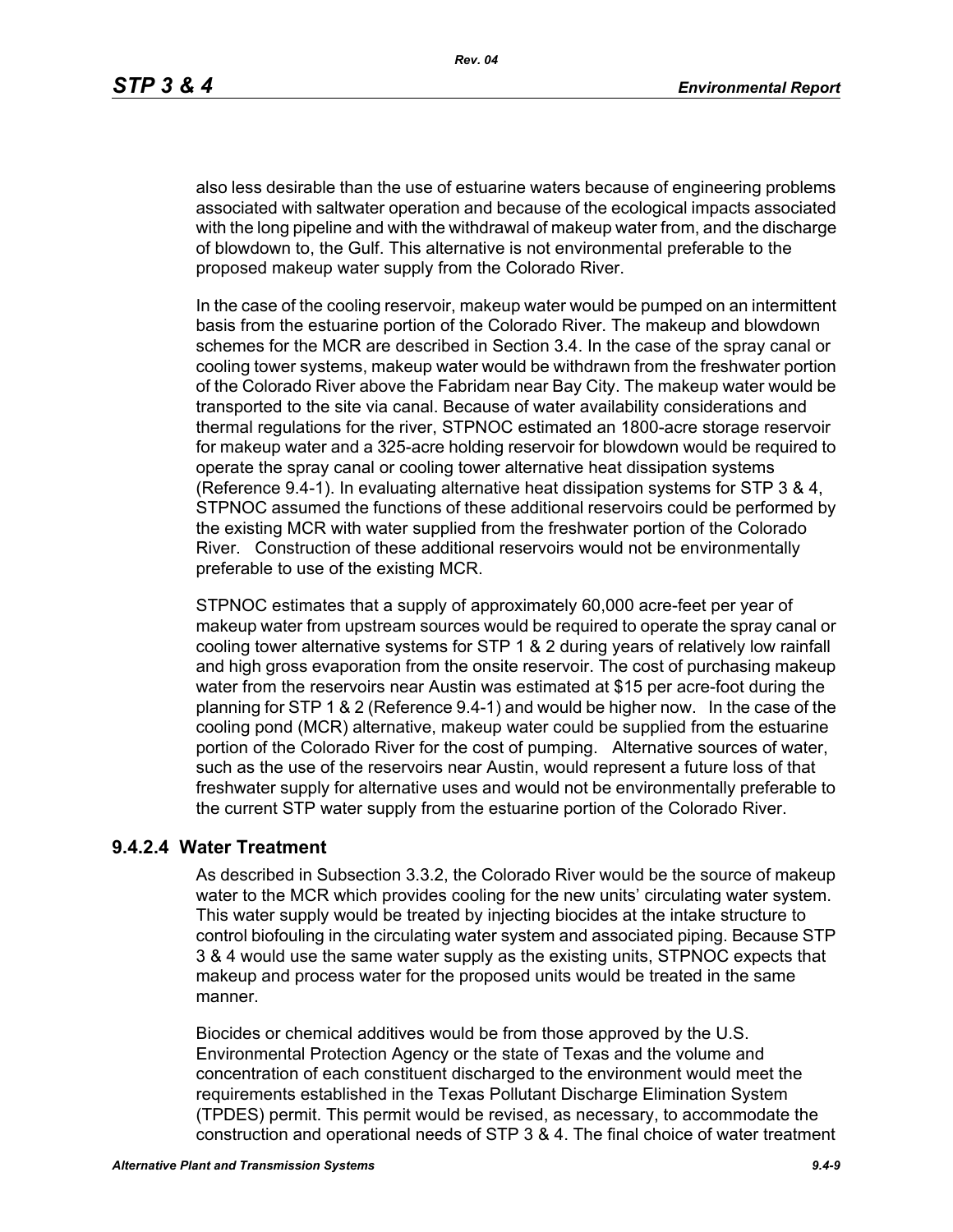also less desirable than the use of estuarine waters because of engineering problems associated with saltwater operation and because of the ecological impacts associated with the long pipeline and with the withdrawal of makeup water from, and the discharge of blowdown to, the Gulf. This alternative is not environmental preferable to the proposed makeup water supply from the Colorado River.

In the case of the cooling reservoir, makeup water would be pumped on an intermittent basis from the estuarine portion of the Colorado River. The makeup and blowdown schemes for the MCR are described in Section 3.4. In the case of the spray canal or cooling tower systems, makeup water would be withdrawn from the freshwater portion of the Colorado River above the Fabridam near Bay City. The makeup water would be transported to the site via canal. Because of water availability considerations and thermal regulations for the river, STPNOC estimated an 1800-acre storage reservoir for makeup water and a 325-acre holding reservoir for blowdown would be required to operate the spray canal or cooling tower alternative heat dissipation systems (Reference 9.4-1). In evaluating alternative heat dissipation systems for STP 3 & 4, STPNOC assumed the functions of these additional reservoirs could be performed by the existing MCR with water supplied from the freshwater portion of the Colorado River. Construction of these additional reservoirs would not be environmentally preferable to use of the existing MCR.

STPNOC estimates that a supply of approximately 60,000 acre-feet per year of makeup water from upstream sources would be required to operate the spray canal or cooling tower alternative systems for STP 1 & 2 during years of relatively low rainfall and high gross evaporation from the onsite reservoir. The cost of purchasing makeup water from the reservoirs near Austin was estimated at $15 per acre-foot during the planning for STP 1 & 2 (Reference 9.4-1) and would be higher now. In the case of the cooling pond (MCR) alternative, makeup water could be supplied from the estuarine portion of the Colorado River for the cost of pumping. Alternative sources of water, such as the use of the reservoirs near Austin, would represent a future loss of that freshwater supply for alternative uses and would not be environmentally preferable to the current STP water supply from the estuarine portion of the Colorado River.

### 9.4.2.4 Water Treatment

As described in Subsection 3.3.2, the Colorado River would be the source of makeup water to the MCR which provides cooling for the new units' circulating water system. This water supply would be treated by injecting biocides at the intake structure to control biofouling in the circulating water system and associated piping. Because STP 3 & 4 would use the same water supply as the existing units, STPNOC expects that makeup and process water for the proposed units would be treated in the same manner.

Biocides or chemical additives would be from those approved by the U.S. Environmental Protection Agency or the state of Texas and the volume and concentration of each constituent discharged to the environment would meet the requirements established in the Texas Pollutant Discharge Elimination System (TPDES) permit. This permit would be revised, as necessary, to accommodate the construction and operational needs of STP 3 & 4. The final choice of water treatment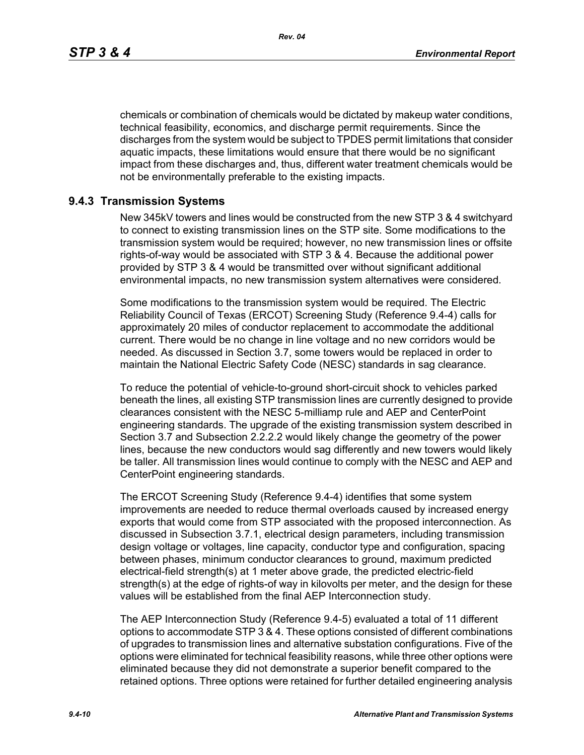chemicals or combination of chemicals would be dictated by makeup water conditions, technical feasibility, economics, and discharge permit requirements. Since the discharges from the system would be subject to TPDES permit limitations that consider aquatic impacts, these limitations would ensure that there would be no significant impact from these discharges and, thus, different water treatment chemicals would be not be environmentally preferable to the existing impacts.

### 9.4.3 Transmission Systems

New 345kV towers and lines would be constructed from the new STP 3 & 4 switchyard to connect to existing transmission lines on the STP site. Some modifications to the transmission system would be required; however, no new transmission lines or offsite rights-of-way would be associated with STP 3 & 4. Because the additional power provided by STP 3 & 4 would be transmitted over without significant additional environmental impacts, no new transmission system alternatives were considered.

Some modifications to the transmission system would be required. The Electric Reliability Council of Texas (ERCOT) Screening Study (Reference 9.4-4) calls for approximately 20 miles of conductor replacement to accommodate the additional current. There would be no change in line voltage and no new corridors would be needed. As discussed in Section 3.7, some towers would be replaced in order to maintain the National Electric Safety Code (NESC) standards in sag clearance.

To reduce the potential of vehicle-to-ground short-circuit shock to vehicles parked beneath the lines, all existing STP transmission lines are currently designed to provide clearances consistent with the NESC 5-milliamp rule and AEP and CenterPoint engineering standards. The upgrade of the existing transmission system described in Section 3.7 and Subsection 2.2.2.2 would likely change the geometry of the power lines, because the new conductors would sag differently and new towers would likely be taller. All transmission lines would continue to comply with the NESC and AEP and CenterPoint engineering standards.

The ERCOT Screening Study (Reference 9.4-4) identifies that some system improvements are needed to reduce thermal overloads caused by increased energy exports that would come from STP associated with the proposed interconnection. As discussed in Subsection 3.7.1, electrical design parameters, including transmission design voltage or voltages, line capacity, conductor type and configuration, spacing between phases, minimum conductor clearances to ground, maximum predicted electrical-field strength(s) at 1 meter above grade, the predicted electric-field strength(s) at the edge of rights-of way in kilovolts per meter, and the design for these values will be established from the final AEP Interconnection study.

The AEP Interconnection Study (Reference 9.4-5) evaluated a total of 11 different options to accommodate STP 3 & 4. These options consisted of different combinations of upgrades to transmission lines and alternative substation configurations. Five of the options were eliminated for technical feasibility reasons, while three other options were eliminated because they did not demonstrate a superior benefit compared to the retained options. Three options were retained for further detailed engineering analysis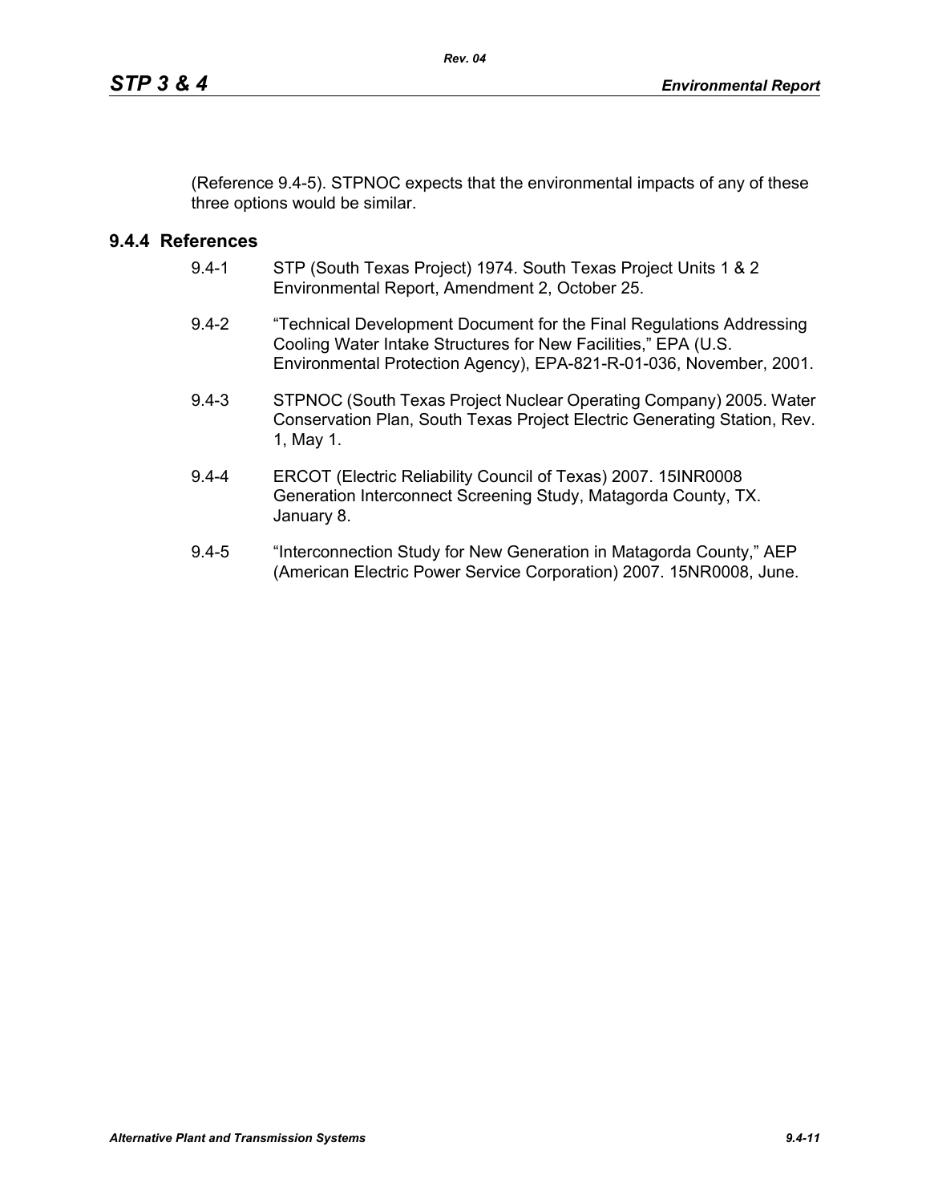(Reference 9.4-5). STPNOC expects that the environmental impacts of any of these three options would be similar.

### 9.4.4 References

9.4-1 STP (South Texas Project) 1974. South Texas Project Units 1 & 2 Environmental Report, Amendment 2, October 25.

9.4-2 "Technical Development Document for the Final Regulations Addressing Cooling Water Intake Structures for New Facilities," EPA (U.S. Environmental Protection Agency), EPA-821-R-01-036, November, 2001.

9.4-3 STPNOC (South Texas Project Nuclear Operating Company) 2005. Water Conservation Plan, South Texas Project Electric Generating Station, Rev. 1, May 1.

9.4-4 ERCOT (Electric Reliability Council of Texas) 2007. 15INR0008 Generation Interconnect Screening Study, Matagorda County, TX. January 8.

9.4-5 "Interconnection Study for New Generation in Matagorda County," AEP (American Electric Power Service Corporation) 2007. 15NR0008, June.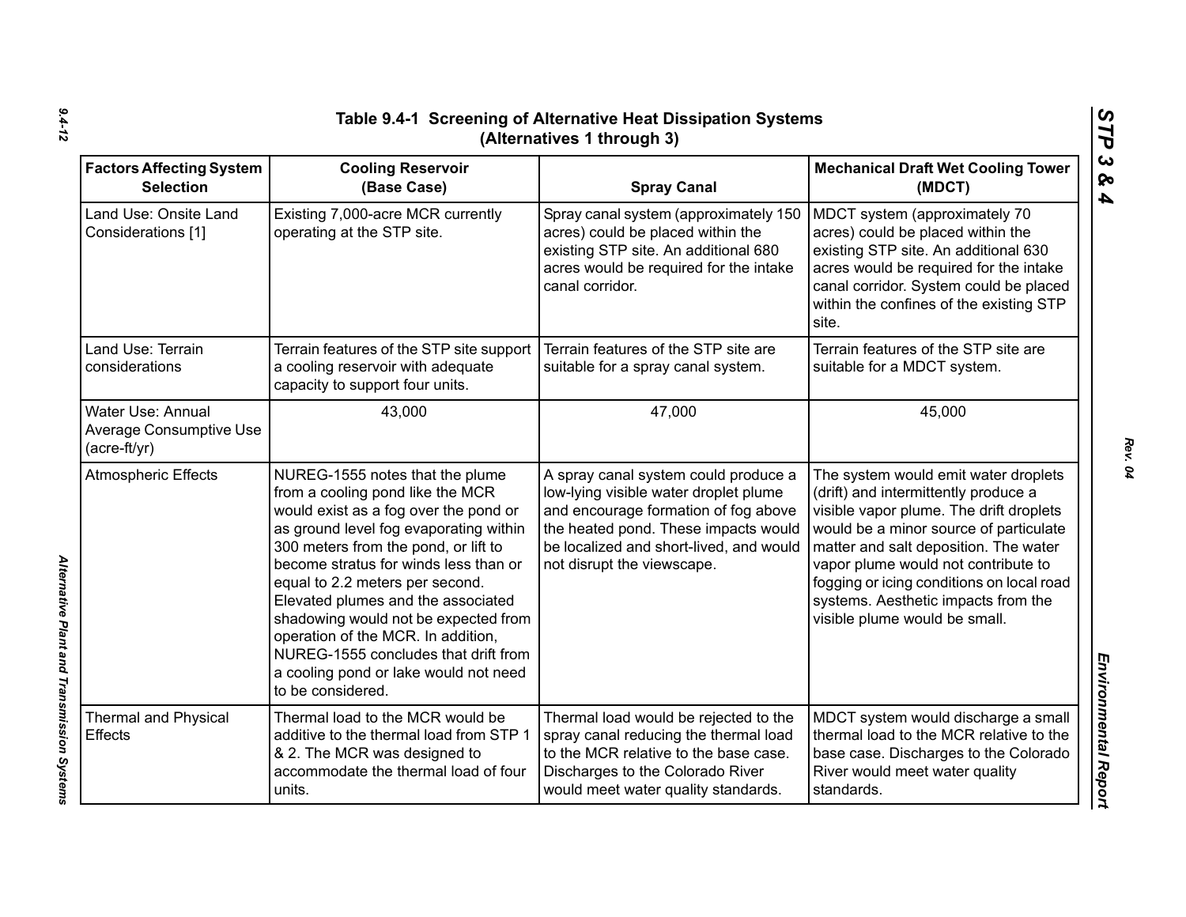# Table 9.4-1 Screening of Alternative Heat Dissipation Systems (Alternatives 1 through 3)

| Factors Affecting System Selection | Cooling Reservoir (Base Case) | Spray Canal | Mechanical Draft Wet Cooling Tower (MDCT) |
|---|---|---|---|
| Land Use: Onsite Land Considerations [1] | Existing 7,000-acre MCR currently operating at the STP site. | Spray canal system (approximately 150 acres) could be placed within the existing STP site. An additional 680 acres would be required for the intake canal corridor. | MDCT system (approximately 70 acres) could be placed within the existing STP site. An additional 630 acres would be required for the intake canal corridor. System could be placed within the confines of the existing STP site. |
| Land Use: Terrain considerations | Terrain features of the STP site support a cooling reservoir with adequate capacity to support four units. | Terrain features of the STP site are suitable for a spray canal system. | Terrain features of the STP site are suitable for a MDCT system. |
| Water Use: Annual Average Consumptive Use (acre-ft/yr) | 43,000 | 47,000 | 45,000 |
| Atmospheric Effects | NUREG-1555 notes that the plume from a cooling pond like the MCR would exist as a fog over the pond or as ground level fog evaporating within 300 meters from the pond, or lift to become stratus for winds less than or equal to 2.2 meters per second. Elevated plumes and the associated shadowing would not be expected from operation of the MCR. In addition, NUREG-1555 concludes that drift from a cooling pond or lake would not need to be considered. | A spray canal system could produce a low-lying visible water droplet plume and encourage formation of fog above the heated pond. These impacts would be localized and short-lived, and would not disrupt the viewscape. | The system would emit water droplets (drift) and intermittently produce a visible vapor plume. The drift droplets would be a minor source of particulate matter and salt deposition. The water vapor plume would not contribute to fogging or icing conditions on local road systems. Aesthetic impacts from the visible plume would be small. |
| Thermal and Physical Effects | Thermal load to the MCR would be additive to the thermal load from STP 1 & 2. The MCR was designed to accommodate the thermal load of four units. | Thermal load would be rejected to the spray canal reducing the thermal load to the MCR relative to the base case. Discharges to the Colorado River would meet water quality standards. | MDCT system would discharge a small thermal load to the MCR relative to the base case. Discharges to the Colorado River would meet water quality standards. |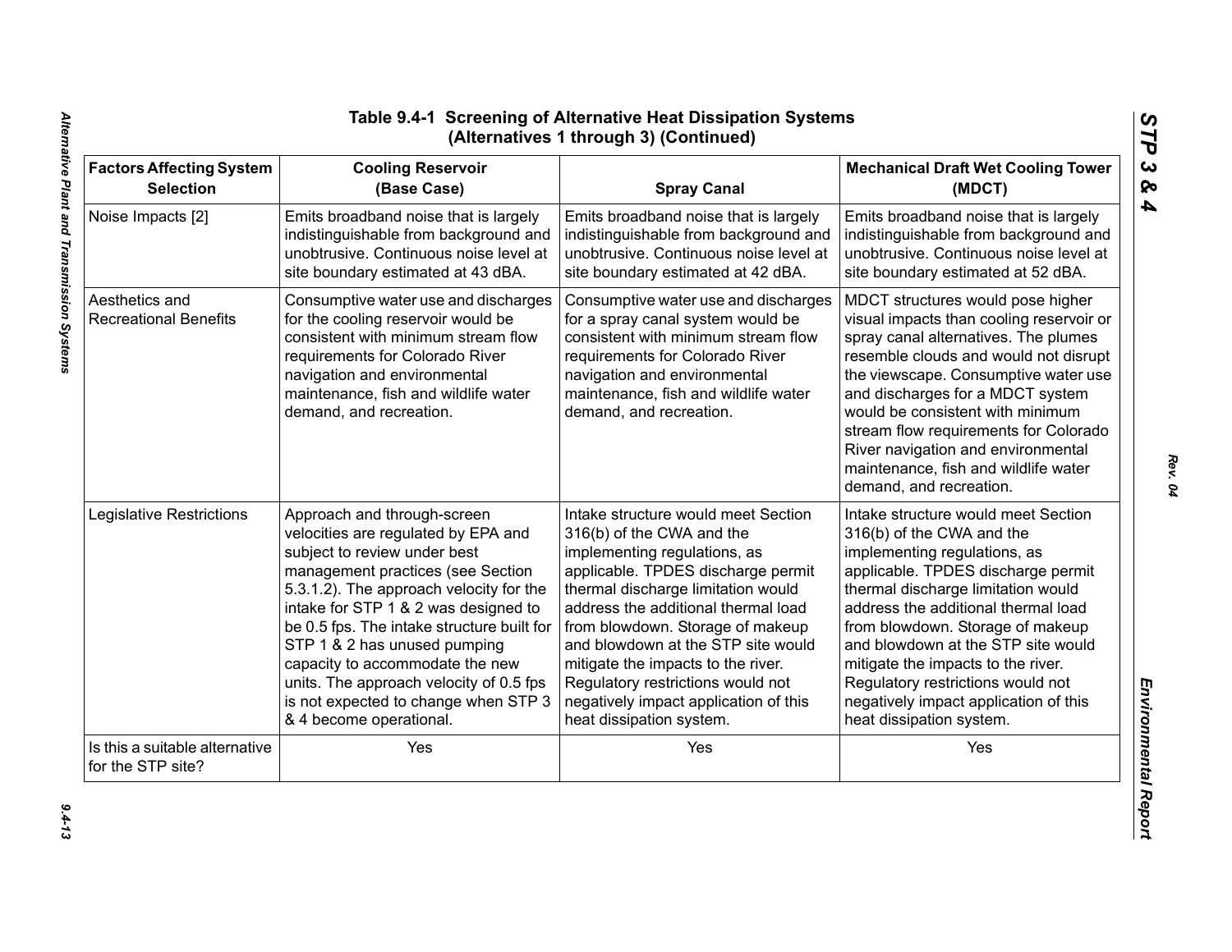# Table 9.4-1 Screening of Alternative Heat Dissipation Systems (Alternatives 1 through 3) (Continued)

| Factors Affecting System Selection | Cooling Reservoir (Base Case) | Spray Canal | Mechanical Draft Wet Cooling Tower (MDCT) |
|---|---|---|---|
| Noise Impacts [2] | Emits broadband noise that is largely indistinguishable from background and unobtrusive. Continuous noise level at site boundary estimated at 43 dBA. | Emits broadband noise that is largely indistinguishable from background and unobtrusive. Continuous noise level at site boundary estimated at 42 dBA. | Emits broadband noise that is largely indistinguishable from background and unobtrusive. Continuous noise level at site boundary estimated at 52 dBA. |
| Aesthetics and Recreational Benefits | Consumptive water use and discharges for the cooling reservoir would be consistent with minimum stream flow requirements for Colorado River navigation and environmental maintenance, fish and wildlife water demand, and recreation. | Consumptive water use and discharges for a spray canal system would be consistent with minimum stream flow requirements for Colorado River navigation and environmental maintenance, fish and wildlife water demand, and recreation. | MDCT structures would pose higher visual impacts than cooling reservoir or spray canal alternatives. The plumes resemble clouds and would not disrupt the viewscape. Consumptive water use and discharges for a MDCT system would be consistent with minimum stream flow requirements for Colorado River navigation and environmental maintenance, fish and wildlife water demand, and recreation. |
| Legislative Restrictions | Approach and through-screen velocities are regulated by EPA and subject to review under best management practices (see Section 5.3.1.2). The approach velocity for the intake for STP 1 & 2 was designed to be 0.5 fps. The intake structure built for STP 1 & 2 has unused pumping capacity to accommodate the new units. The approach velocity of 0.5 fps is not expected to change when STP 3 & 4 become operational. | Intake structure would meet Section 316(b) of the CWA and the implementing regulations, as applicable. TPDES discharge permit thermal discharge limitation would address the additional thermal load from blowdown. Storage of makeup and blowdown at the STP site would mitigate the impacts to the river. Regulatory restrictions would not negatively impact application of this heat dissipation system. | Intake structure would meet Section 316(b) of the CWA and the implementing regulations, as applicable. TPDES discharge permit thermal discharge limitation would address the additional thermal load from blowdown. Storage of makeup and blowdown at the STP site would mitigate the impacts to the river. Regulatory restrictions would not negatively impact application of this heat dissipation system. |
| Is this a suitable alternative for the STP site? | Yes | Yes | Yes |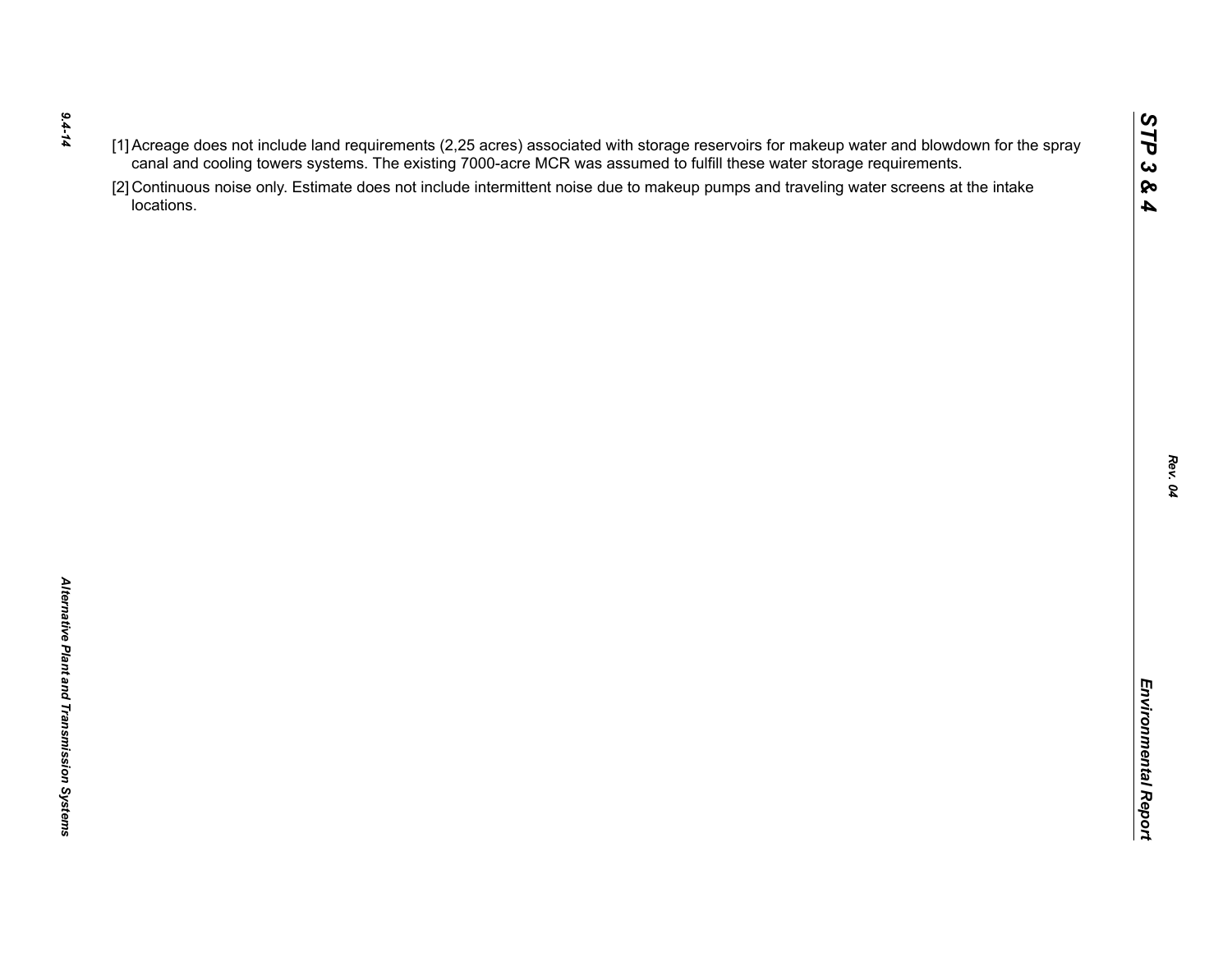[1] Acreage does not include land requirements (2,25 acres) associated with storage reservoirs for makeup water and blowdown for the spray canal and cooling towers systems. The existing 7000-acre MCR was assumed to fulfill these water storage requirements.

[2] Continuous noise only. Estimate does not include intermittent noise due to makeup pumps and traveling water screens at the intake locations.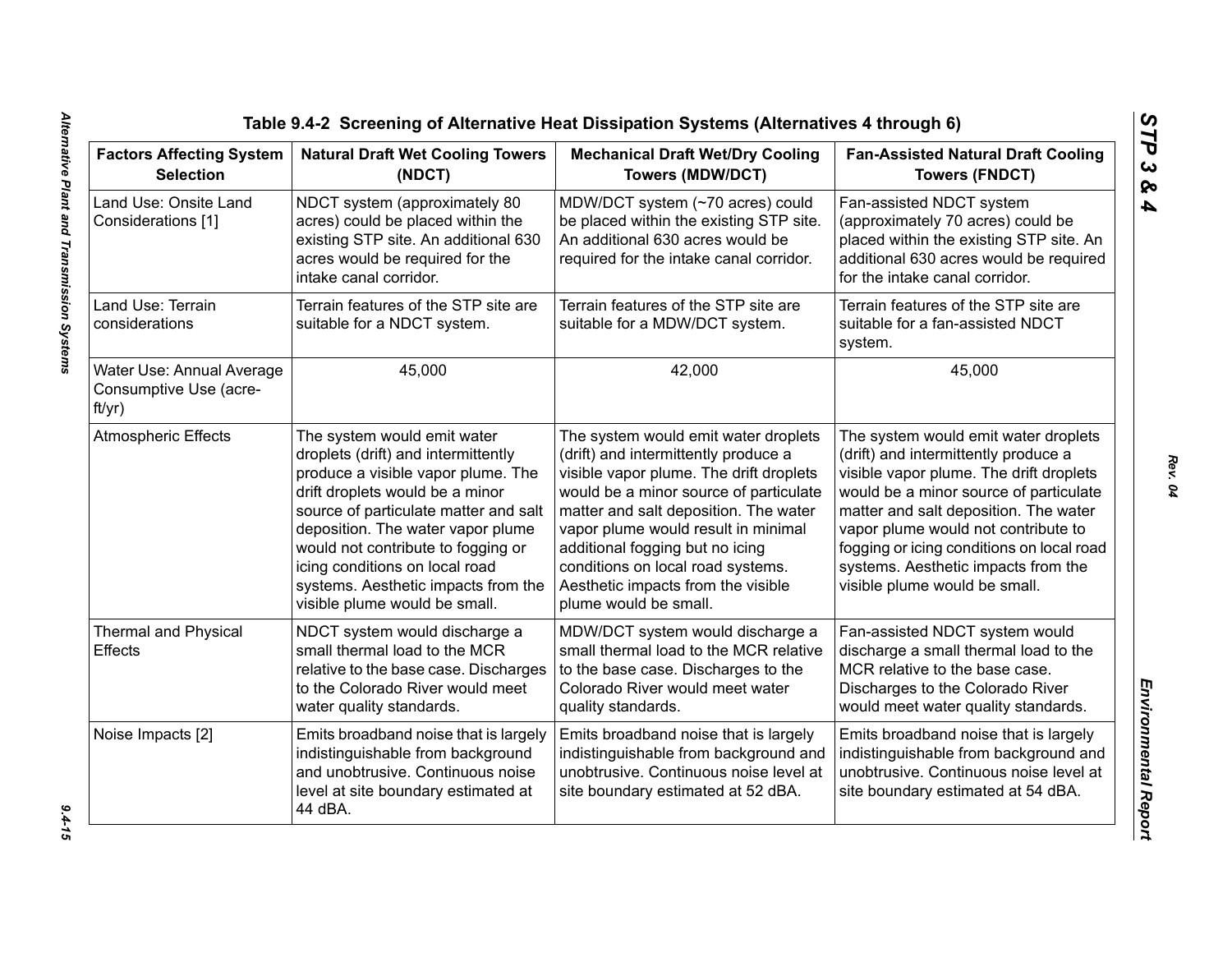### Table 9.4-2 Screening of Alternative Heat Dissipation Systems (Alternatives 4 through 6)

| Factors Affecting System Selection | Natural Draft Wet Cooling Towers (NDCT) | Mechanical Draft Wet/Dry Cooling Towers (MDW/DCT) | Fan-Assisted Natural Draft Cooling Towers (FNDCT) |
|---|---|---|---|
| Land Use: Onsite Land Considerations [1] | NDCT system (approximately 80 acres) could be placed within the existing STP site. An additional 630 acres would be required for the intake canal corridor. | MDW/DCT system (~70 acres) could be placed within the existing STP site. An additional 630 acres would be required for the intake canal corridor. | Fan-assisted NDCT system (approximately 70 acres) could be placed within the existing STP site. An additional 630 acres would be required for the intake canal corridor. |
| Land Use: Terrain considerations | Terrain features of the STP site are suitable for a NDCT system. | Terrain features of the STP site are suitable for a MDW/DCT system. | Terrain features of the STP site are suitable for a fan-assisted NDCT system. |
| Water Use: Annual Average Consumptive Use (acre-ft/yr) | 45,000 | 42,000 | 45,000 |
| Atmospheric Effects | The system would emit water droplets (drift) and intermittently produce a visible vapor plume. The drift droplets would be a minor source of particulate matter and salt deposition. The water vapor plume would not contribute to fogging or icing conditions on local road systems. Aesthetic impacts from the visible plume would be small. | The system would emit water droplets (drift) and intermittently produce a visible vapor plume. The drift droplets would be a minor source of particulate matter and salt deposition. The water vapor plume would result in minimal additional fogging but no icing conditions on local road systems. Aesthetic impacts from the visible plume would be small. | The system would emit water droplets (drift) and intermittently produce a visible vapor plume. The drift droplets would be a minor source of particulate matter and salt deposition. The water vapor plume would not contribute to fogging or icing conditions on local road systems. Aesthetic impacts from the visible plume would be small. |
| Thermal and Physical Effects | NDCT system would discharge a small thermal load to the MCR relative to the base case. Discharges to the Colorado River would meet water quality standards. | MDW/DCT system would discharge a small thermal load to the MCR relative to the base case. Discharges to the Colorado River would meet water quality standards. | Fan-assisted NDCT system would discharge a small thermal load to the MCR relative to the base case. Discharges to the Colorado River would meet water quality standards. |
| Noise Impacts [2] | Emits broadband noise that is largely indistinguishable from background and unobtrusive. Continuous noise level at site boundary estimated at 44 dBA. | Emits broadband noise that is largely indistinguishable from background and unobtrusive. Continuous noise level at site boundary estimated at 52 dBA. | Emits broadband noise that is largely indistinguishable from background and unobtrusive. Continuous noise level at site boundary estimated at 54 dBA. |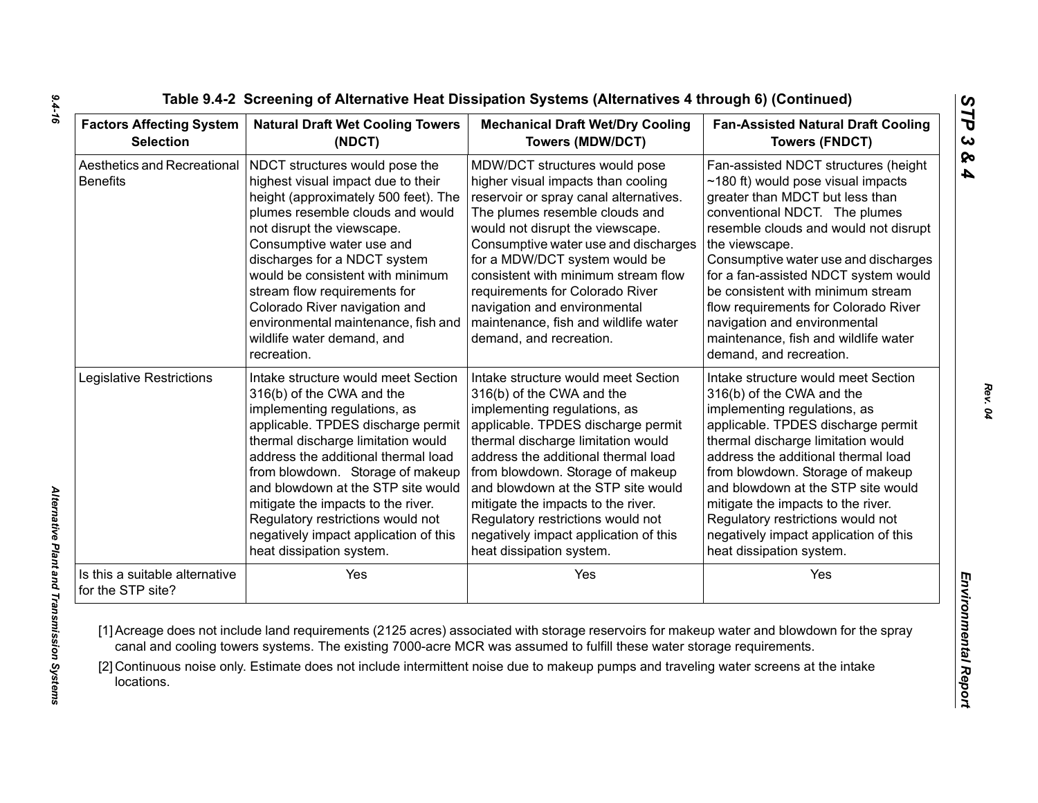Table 9.4-2 Screening of Alternative Heat Dissipation Systems (Alternatives 4 through 6) (Continued)

| Factors Affecting System Selection | Natural Draft Wet Cooling Towers (NDCT) | Mechanical Draft Wet/Dry Cooling Towers (MDW/DCT) | Fan-Assisted Natural Draft Cooling Towers (FNDCT) |
|---|---|---|---|
| Aesthetics and Recreational Benefits | NDCT structures would pose the highest visual impact due to their height (approximately 500 feet). The plumes resemble clouds and would not disrupt the viewscape. Consumptive water use and discharges for a NDCT system would be consistent with minimum stream flow requirements for Colorado River navigation and environmental maintenance, fish and wildlife water demand, and recreation. | MDW/DCT structures would pose higher visual impacts than cooling reservoir or spray canal alternatives. The plumes resemble clouds and would not disrupt the viewscape. Consumptive water use and discharges for a MDW/DCT system would be consistent with minimum stream flow requirements for Colorado River navigation and environmental maintenance, fish and wildlife water demand, and recreation. | Fan-assisted NDCT structures (height ~180 ft) would pose visual impacts greater than MDCT but less than conventional NDCT. The plumes resemble clouds and would not disrupt the viewscape. Consumptive water use and discharges for a fan-assisted NDCT system would be consistent with minimum stream flow requirements for Colorado River navigation and environmental maintenance, fish and wildlife water demand, and recreation. |
| Legislative Restrictions | Intake structure would meet Section 316(b) of the CWA and the implementing regulations, as applicable. TPDES discharge permit thermal discharge limitation would address the additional thermal load from blowdown. Storage of makeup and blowdown at the STP site would mitigate the impacts to the river. Regulatory restrictions would not negatively impact application of this heat dissipation system. | Intake structure would meet Section 316(b) of the CWA and the implementing regulations, as applicable. TPDES discharge permit thermal discharge limitation would address the additional thermal load from blowdown. Storage of makeup and blowdown at the STP site would mitigate the impacts to the river. Regulatory restrictions would not negatively impact application of this heat dissipation system. | Intake structure would meet Section 316(b) of the CWA and the implementing regulations, as applicable. TPDES discharge permit thermal discharge limitation would address the additional thermal load from blowdown. Storage of makeup and blowdown at the STP site would mitigate the impacts to the river. Regulatory restrictions would not negatively impact application of this heat dissipation system. |
| Is this a suitable alternative for the STP site? | Yes | Yes | Yes |

[1] Acreage does not include land requirements (2125 acres) associated with storage reservoirs for makeup water and blowdown for the spray canal and cooling towers systems. The existing 7000-acre MCR was assumed to fulfill these water storage requirements.

[2] Continuous noise only. Estimate does not include intermittent noise due to makeup pumps and traveling water screens at the intake locations.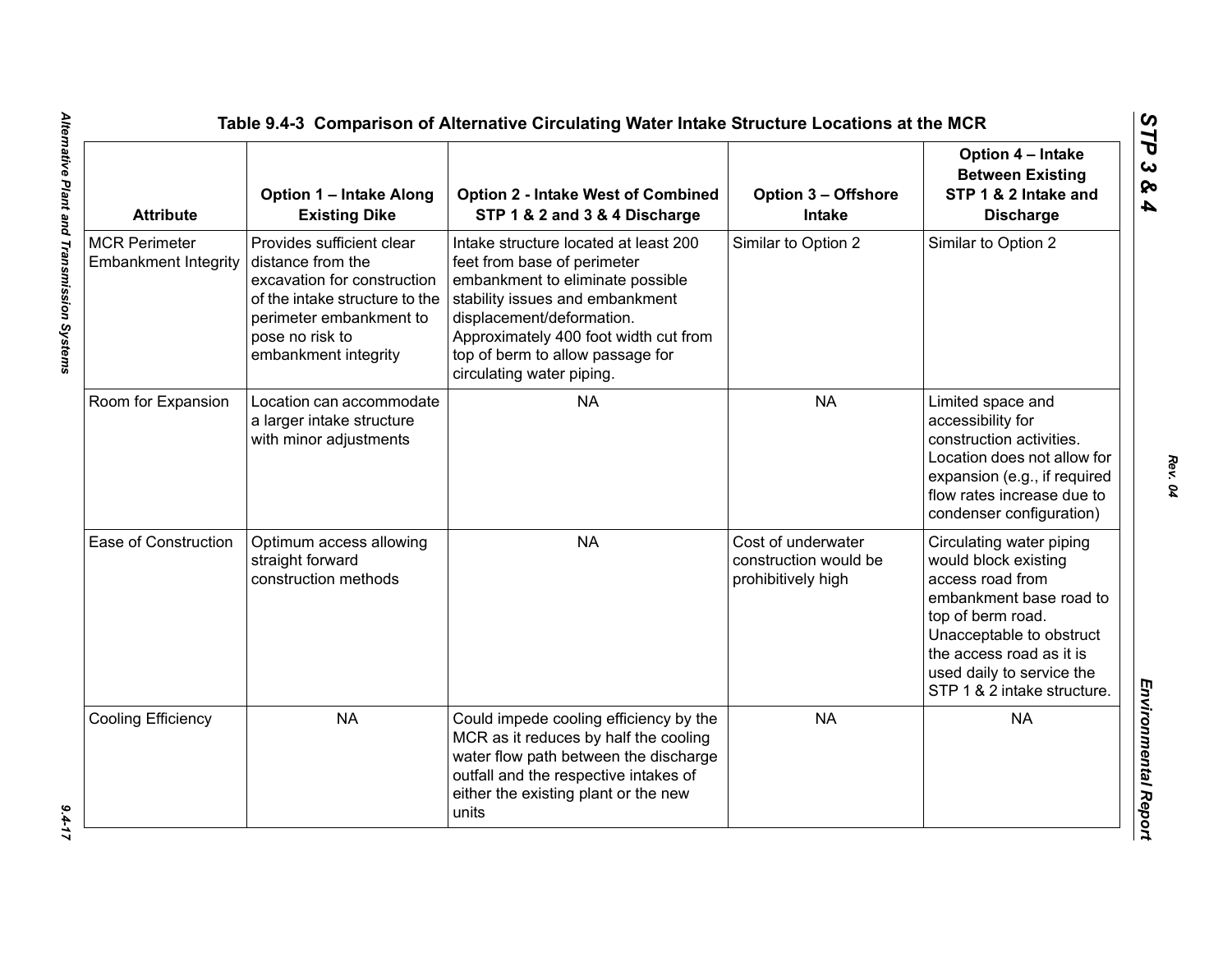**Table 9.4-3 Comparison of Alternative Circulating Water Intake Structure Locations at the MCR**

| Attribute | Option 1 – Intake Along Existing Dike | Option 2 - Intake West of Combined STP 1 & 2 and 3 & 4 Discharge | Option 3 – Offshore Intake | Option 4 – Intake Between Existing STP 1 & 2 Intake and Discharge |
|---|---|---|---|---|
| MCR Perimeter Embankment Integrity | Provides sufficient clear distance from the excavation for construction of the intake structure to the perimeter embankment to pose no risk to embankment integrity | Intake structure located at least 200 feet from base of perimeter embankment to eliminate possible stability issues and embankment displacement/deformation. Approximately 400 foot width cut from top of berm to allow passage for circulating water piping. | Similar to Option 2 | Similar to Option 2 |
| Room for Expansion | Location can accommodate a larger intake structure with minor adjustments | NA | NA | Limited space and accessibility for construction activities. Location does not allow for expansion (e.g., if required flow rates increase due to condenser configuration) |
| Ease of Construction | Optimum access allowing straight forward construction methods | NA | Cost of underwater construction would be prohibitively high | Circulating water piping would block existing access road from embankment base road to top of berm road. Unacceptable to obstruct the access road as it is used daily to service the STP 1 & 2 intake structure. |
| Cooling Efficiency | NA | Could impede cooling efficiency by the MCR as it reduces by half the cooling water flow path between the discharge outfall and the respective intakes of either the existing plant or the new units | NA | NA |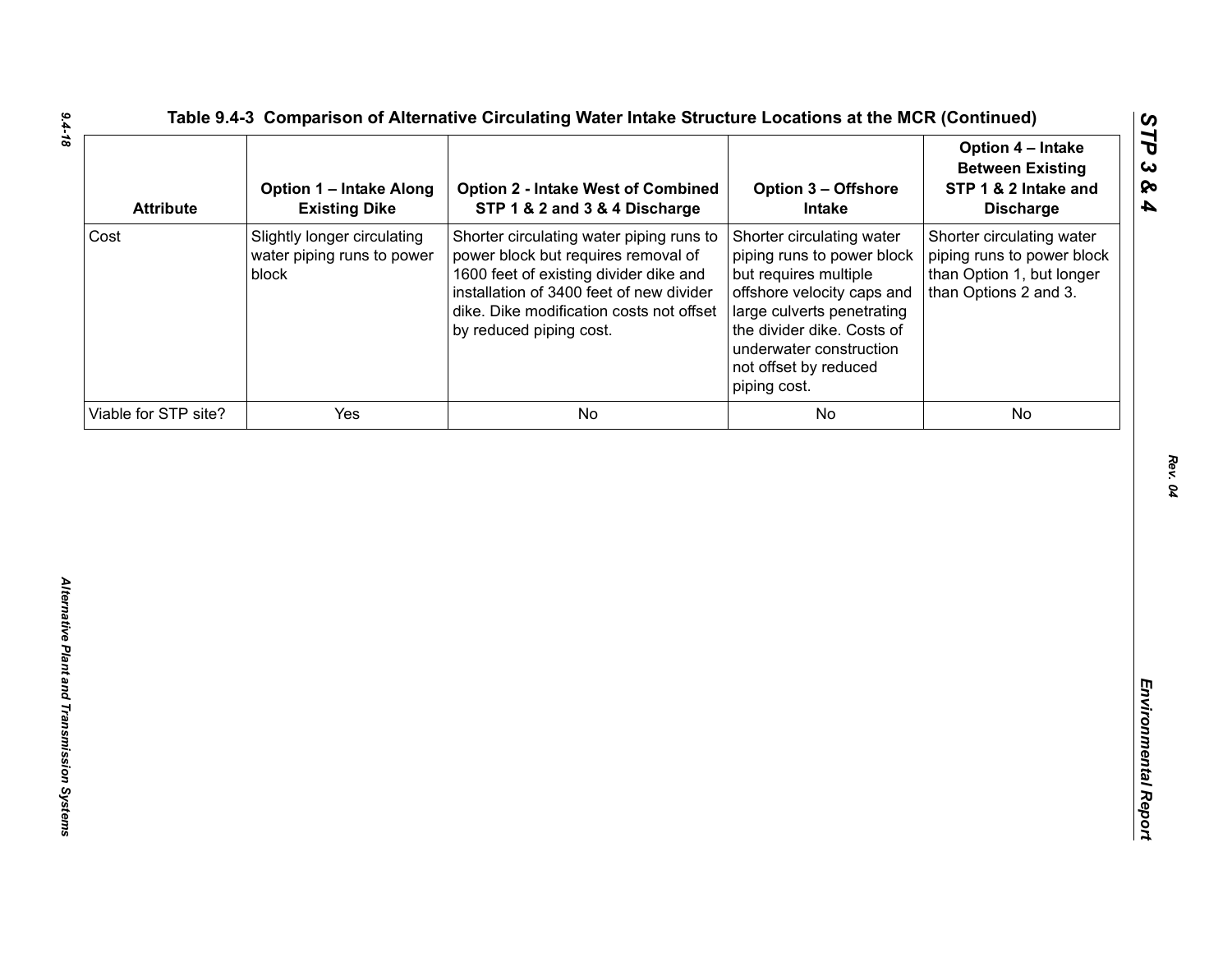## Table 9.4-3 Comparison of Alternative Circulating Water Intake Structure Locations at the MCR (Continued)

| Attribute | Option 1 – Intake Along Existing Dike | Option 2 - Intake West of Combined STP 1 & 2 and 3 & 4 Discharge | Option 3 – Offshore Intake | Option 4 – Intake Between Existing STP 1 & 2 Intake and Discharge |
|---|---|---|---|---|
| Cost | Slightly longer circulating water piping runs to power block | Shorter circulating water piping runs to power block but requires removal of 1600 feet of existing divider dike and installation of 3400 feet of new divider dike. Dike modification costs not offset by reduced piping cost. | Shorter circulating water piping runs to power block but requires multiple offshore velocity caps and large culverts penetrating the divider dike. Costs of underwater construction not offset by reduced piping cost. | Shorter circulating water piping runs to power block than Option 1, but longer than Options 2 and 3. |
| Viable for STP site? | Yes | No | No | No |